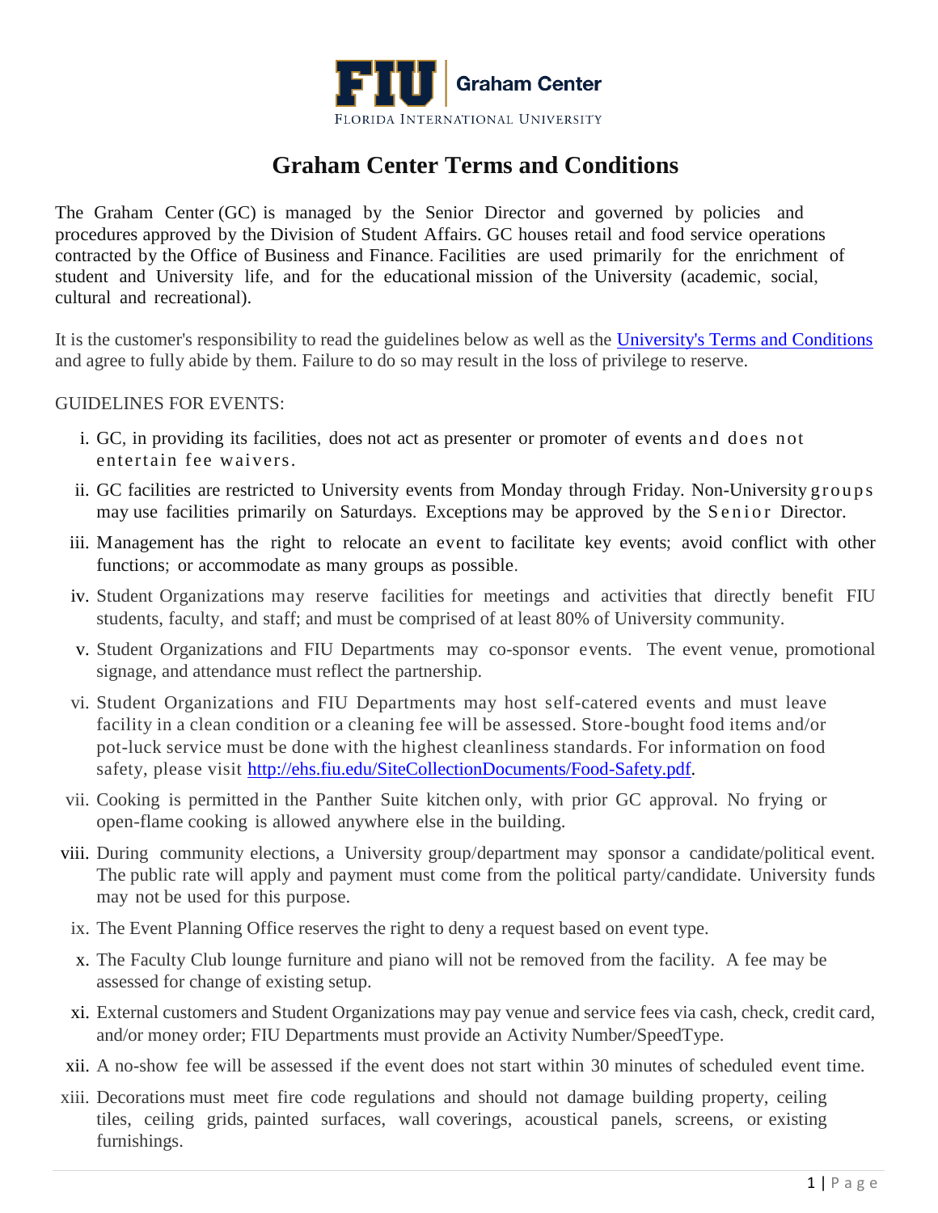FIU Graham Center
FLORIDA INTERNATIONAL UNIVERSITY

# Graham Center Terms and Conditions

The Graham Center (GC) is managed by the Senior Director and governed by policies and procedures approved by the Division of Student Affairs. GC houses retail and food service operations contracted by the Office of Business and Finance. Facilities are used primarily for the enrichment of student and University life, and for the educational mission of the University (academic, social, cultural and recreational).

It is the customer's responsibility to read the guidelines below as well as the [University's Terms and Conditions](#) and agree to fully abide by them. Failure to do so may result in the loss of privilege to reserve.

GUIDELINES FOR EVENTS:

i. GC, in providing its facilities, does not act as presenter or promoter of events and does not entertain fee waivers.

ii. GC facilities are restricted to University events from Monday through Friday. Non-University groups may use facilities primarily on Saturdays. Exceptions may be approved by the Senior Director.

iii. Management has the right to relocate an event to facilitate key events; avoid conflict with other functions; or accommodate as many groups as possible.

iv. Student Organizations may reserve facilities for meetings and activities that directly benefit FIU students, faculty, and staff; and must be comprised of at least 80% of University community.

v. Student Organizations and FIU Departments may co-sponsor events. The event venue, promotional signage, and attendance must reflect the partnership.

vi. Student Organizations and FIU Departments may host self-catered events and must leave facility in a clean condition or a cleaning fee will be assessed. Store-bought food items and/or pot-luck service must be done with the highest cleanliness standards. For information on food safety, please visit [http://ehs.fiu.edu/SiteCollectionDocuments/Food-Safety.pdf](http://ehs.fiu.edu/SiteCollectionDocuments/Food-Safety.pdf).

vii. Cooking is permitted in the Panther Suite kitchen only, with prior GC approval. No frying or open-flame cooking is allowed anywhere else in the building.

viii. During community elections, a University group/department may sponsor a candidate/political event. The public rate will apply and payment must come from the political party/candidate. University funds may not be used for this purpose.

ix. The Event Planning Office reserves the right to deny a request based on event type.

x. The Faculty Club lounge furniture and piano will not be removed from the facility. A fee may be assessed for change of existing setup.

xi. External customers and Student Organizations may pay venue and service fees via cash, check, credit card, and/or money order; FIU Departments must provide an Activity Number/SpeedType.

xii. A no-show fee will be assessed if the event does not start within 30 minutes of scheduled event time.

xiii. Decorations must meet fire code regulations and should not damage building property, ceiling tiles, ceiling grids, painted surfaces, wall coverings, acoustical panels, screens, or existing furnishings.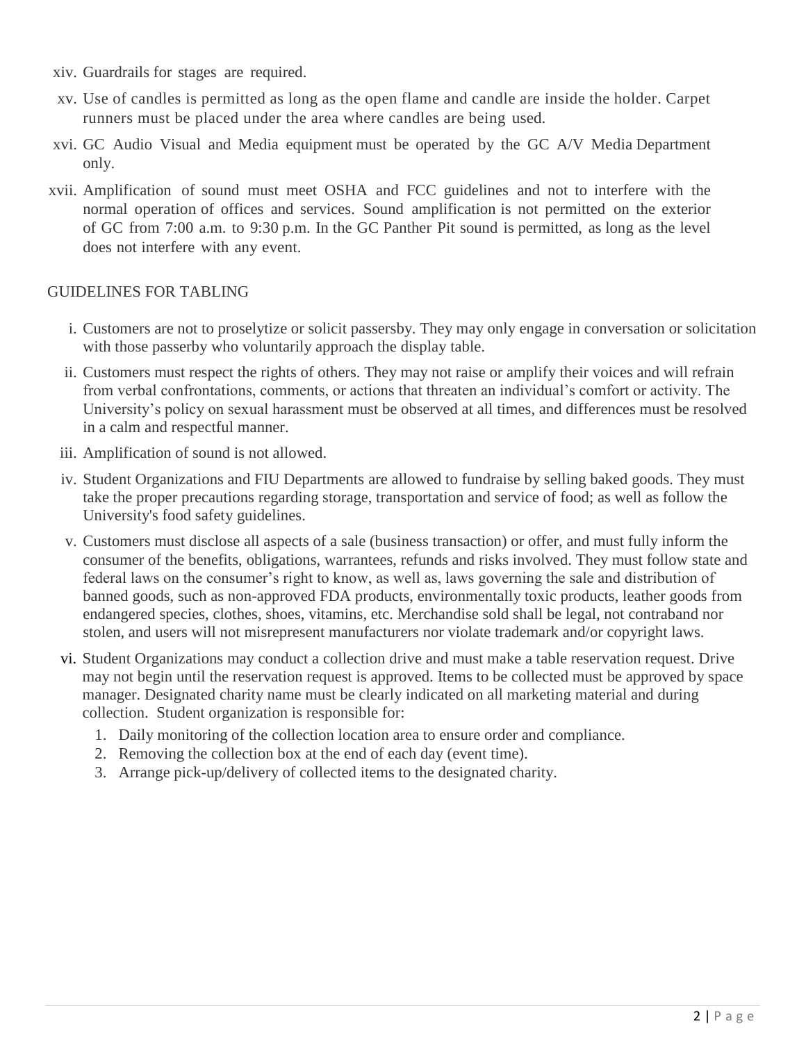xiv. Guardrails for stages are required.

xv. Use of candles is permitted as long as the open flame and candle are inside the holder. Carpet runners must be placed under the area where candles are being used.

xvi. GC Audio Visual and Media equipment must be operated by the GC A/V Media Department only.

xvii. Amplification of sound must meet OSHA and FCC guidelines and not to interfere with the normal operation of offices and services. Sound amplification is not permitted on the exterior of GC from 7:00 a.m. to 9:30 p.m. In the GC Panther Pit sound is permitted, as long as the level does not interfere with any event.

GUIDELINES FOR TABLING

i. Customers are not to proselytize or solicit passersby. They may only engage in conversation or solicitation with those passerby who voluntarily approach the display table.

ii. Customers must respect the rights of others. They may not raise or amplify their voices and will refrain from verbal confrontations, comments, or actions that threaten an individual's comfort or activity. The University's policy on sexual harassment must be observed at all times, and differences must be resolved in a calm and respectful manner.

iii. Amplification of sound is not allowed.

iv. Student Organizations and FIU Departments are allowed to fundraise by selling baked goods. They must take the proper precautions regarding storage, transportation and service of food; as well as follow the University's food safety guidelines.

v. Customers must disclose all aspects of a sale (business transaction) or offer, and must fully inform the consumer of the benefits, obligations, warrantees, refunds and risks involved. They must follow state and federal laws on the consumer's right to know, as well as, laws governing the sale and distribution of banned goods, such as non-approved FDA products, environmentally toxic products, leather goods from endangered species, clothes, shoes, vitamins, etc. Merchandise sold shall be legal, not contraband nor stolen, and users will not misrepresent manufacturers nor violate trademark and/or copyright laws.

vi. Student Organizations may conduct a collection drive and must make a table reservation request. Drive may not begin until the reservation request is approved. Items to be collected must be approved by space manager. Designated charity name must be clearly indicated on all marketing material and during collection. Student organization is responsible for:

1. Daily monitoring of the collection location area to ensure order and compliance.
2. Removing the collection box at the end of each day (event time).
3. Arrange pick-up/delivery of collected items to the designated charity.